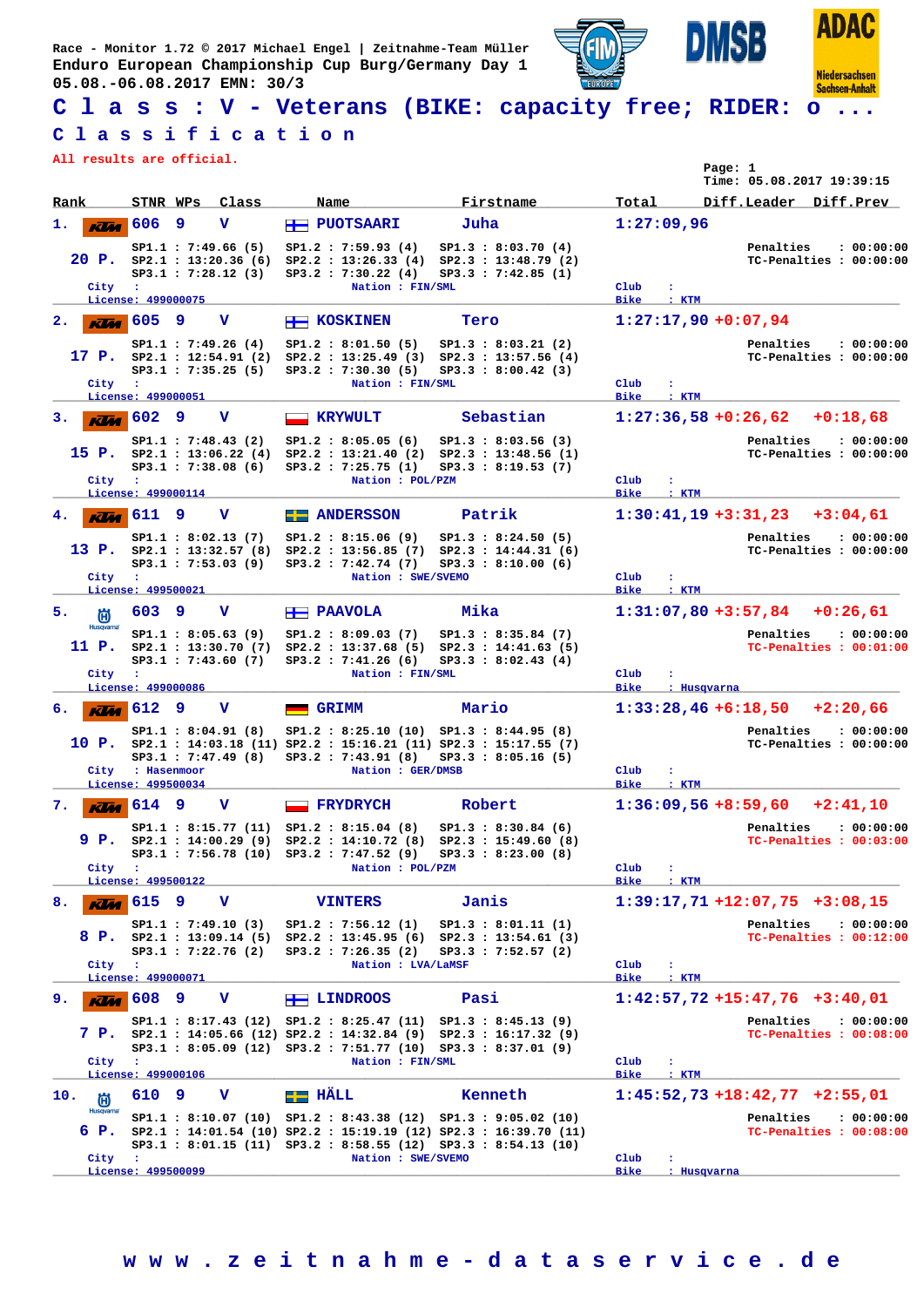Race - Monitor 1.72 © 2017 Michael Engel | Zeitnahme-Team Müller
Enduro European Championship Cup Burg/Germany Day 1
05.08.-06.08.2017 EMN: 30/3

# Class : V - Veterans (BIKE: capacity free; RIDER: o ...

## Classification

All results are official.

Page: 1
Time: 05.08.2017 19:39:15

| Rank | Bike | STNR | WPs | Class | Name | Firstname | Total | Diff.Leader | Diff.Prev |
|---|---|---|---|---|---|---|---|---|---|
| 1. | KTM | 606 | 9 | V | PUOTSAARI | Juha | 1:27:09,96 | | |
| 2. | KTM | 605 | 9 | V | KOSKINEN | Tero | 1:27:17,90 | +0:07,94 | |
| 3. | KTM | 602 | 9 | V | KRYWULT | Sebastian | 1:27:36,58 | +0:26,62 | +0:18,68 |
| 4. | KTM | 611 | 9 | V | ANDERSSON | Patrik | 1:30:41,19 | +3:31,23 | +3:04,61 |
| 5. | Husqvarna | 603 | 9 | V | PAAVOLA | Mika | 1:31:07,80 | +3:57,84 | +0:26,61 |
| 6. | KTM | 612 | 9 | V | GRIMM | Mario | 1:33:28,46 | +6:18,50 | +2:20,66 |
| 7. | KTM | 614 | 9 | V | FRYDRYCH | Robert | 1:36:09,56 | +8:59,60 | +2:41,10 |
| 8. | KTM | 615 | 9 | V | VINTERS | Janis | 1:39:17,71 | +12:07,75 | +3:08,15 |
| 9. | KTM | 608 | 9 | V | LINDROOS | Pasi | 1:42:57,72 | +15:47,76 | +3:40,01 |
| 10. | Husqvarna | 610 | 9 | V | HÄLL | Kenneth | 1:45:52,73 | +18:42,77 | +2:55,01 |

**1. PUOTSAARI Juha** — 20 P.
SP1.1 : 7:49.66 (5) SP1.2 : 7:59.93 (4) SP1.3 : 8:03.70 (4)
SP2.1 : 13:20.36 (6) SP2.2 : 13:26.33 (4) SP2.3 : 13:48.79 (2)
SP3.1 : 7:28.12 (3) SP3.2 : 7:30.22 (4) SP3.3 : 7:42.85 (1)
Penalties : 00:00:00 — TC-Penalties : 00:00:00
City : — Nation : FIN/SML — Club : — Bike : KTM — License: 499000075

**2. KOSKINEN Tero** — 17 P.
SP1.1 : 7:49.26 (4) SP1.2 : 8:01.50 (5) SP1.3 : 8:03.21 (2)
SP2.1 : 12:54.91 (2) SP2.2 : 13:25.49 (3) SP2.3 : 13:57.56 (4)
SP3.1 : 7:35.25 (5) SP3.2 : 7:30.30 (5) SP3.3 : 8:00.42 (3)
Penalties : 00:00:00 — TC-Penalties : 00:00:00
City : — Nation : FIN/SML — Club : — Bike : KTM — License: 499000051

**3. KRYWULT Sebastian** — 15 P.
SP1.1 : 7:48.43 (2) SP1.2 : 8:05.05 (6) SP1.3 : 8:03.56 (3)
SP2.1 : 13:06.22 (4) SP2.2 : 13:21.40 (2) SP2.3 : 13:48.56 (1)
SP3.1 : 7:38.08 (6) SP3.2 : 7:25.75 (1) SP3.3 : 8:19.53 (7)
Penalties : 00:00:00 — TC-Penalties : 00:00:00
City : — Nation : POL/PZM — Club : — Bike : KTM — License: 499000114

**4. ANDERSSON Patrik** — 13 P.
SP1.1 : 8:02.13 (7) SP1.2 : 8:15.06 (9) SP1.3 : 8:24.50 (5)
SP2.1 : 13:32.57 (8) SP2.2 : 13:56.85 (7) SP2.3 : 14:44.31 (6)
SP3.1 : 7:53.03 (9) SP3.2 : 7:42.74 (7) SP3.3 : 8:10.00 (6)
Penalties : 00:00:00 — TC-Penalties : 00:00:00
City : — Nation : SWE/SVEMO — Club : — Bike : KTM — License: 499500021

**5. PAAVOLA Mika** — 11 P.
SP1.1 : 8:05.63 (9) SP1.2 : 8:09.03 (7) SP1.3 : 8:35.84 (7)
SP2.1 : 13:30.70 (7) SP2.2 : 13:37.68 (5) SP2.3 : 14:41.63 (5)
SP3.1 : 7:43.60 (7) SP3.2 : 7:41.26 (6) SP3.3 : 8:02.43 (4)
Penalties : 00:00:00 — TC-Penalties : 00:01:00
City : — Nation : FIN/SML — Club : — Bike : Husqvarna — License: 499000086

**6. GRIMM Mario** — 10 P.
SP1.1 : 8:04.91 (8) SP1.2 : 8:25.10 (10) SP1.3 : 8:44.95 (8)
SP2.1 : 14:03.18 (11) SP2.2 : 15:16.21 (11) SP2.3 : 15:17.55 (7)
SP3.1 : 7:47.49 (8) SP3.2 : 7:43.91 (8) SP3.3 : 8:05.16 (5)
Penalties : 00:00:00 — TC-Penalties : 00:00:00
City : Hasenmoor — Nation : GER/DMSB — Club : — Bike : KTM — License: 499500034

**7. FRYDRYCH Robert** — 9 P.
SP1.1 : 8:15.77 (11) SP1.2 : 8:15.04 (8) SP1.3 : 8:30.84 (6)
SP2.1 : 14:00.29 (9) SP2.2 : 14:10.72 (8) SP2.3 : 15:49.60 (8)
SP3.1 : 7:56.78 (10) SP3.2 : 7:47.52 (9) SP3.3 : 8:23.00 (8)
Penalties : 00:00:00 — TC-Penalties : 00:03:00
City : — Nation : POL/PZM — Club : — Bike : KTM — License: 499500122

**8. VINTERS Janis** — 8 P.
SP1.1 : 7:49.10 (3) SP1.2 : 7:56.12 (1) SP1.3 : 8:01.11 (1)
SP2.1 : 13:09.14 (5) SP2.2 : 13:45.95 (6) SP2.3 : 13:54.61 (3)
SP3.1 : 7:22.76 (2) SP3.2 : 7:26.35 (2) SP3.3 : 7:52.57 (2)
Penalties : 00:00:00 — TC-Penalties : 00:12:00
City : — Nation : LVA/LaMSF — Club : — Bike : KTM — License: 499000071

**9. LINDROOS Pasi** — 7 P.
SP1.1 : 8:17.43 (12) SP1.2 : 8:25.47 (11) SP1.3 : 8:45.13 (9)
SP2.1 : 14:05.66 (12) SP2.2 : 14:32.84 (9) SP2.3 : 16:17.32 (9)
SP3.1 : 8:05.09 (12) SP3.2 : 7:51.77 (10) SP3.3 : 8:37.01 (9)
Penalties : 00:00:00 — TC-Penalties : 00:08:00
City : — Nation : FIN/SML — Club : — Bike : KTM — License: 499000106

**10. HÄLL Kenneth** — 6 P.
SP1.1 : 8:10.07 (10) SP1.2 : 8:43.38 (12) SP1.3 : 9:05.02 (10)
SP2.1 : 14:01.54 (10) SP2.2 : 15:19.19 (12) SP2.3 : 16:39.70 (11)
SP3.1 : 8:01.15 (11) SP3.2 : 8:58.55 (12) SP3.3 : 8:54.13 (10)
Penalties : 00:00:00 — TC-Penalties : 00:08:00
City : — Nation : SWE/SVEMO — Club : — Bike : Husqvarna — License: 499500099

www.zeitnahme-dataservice.de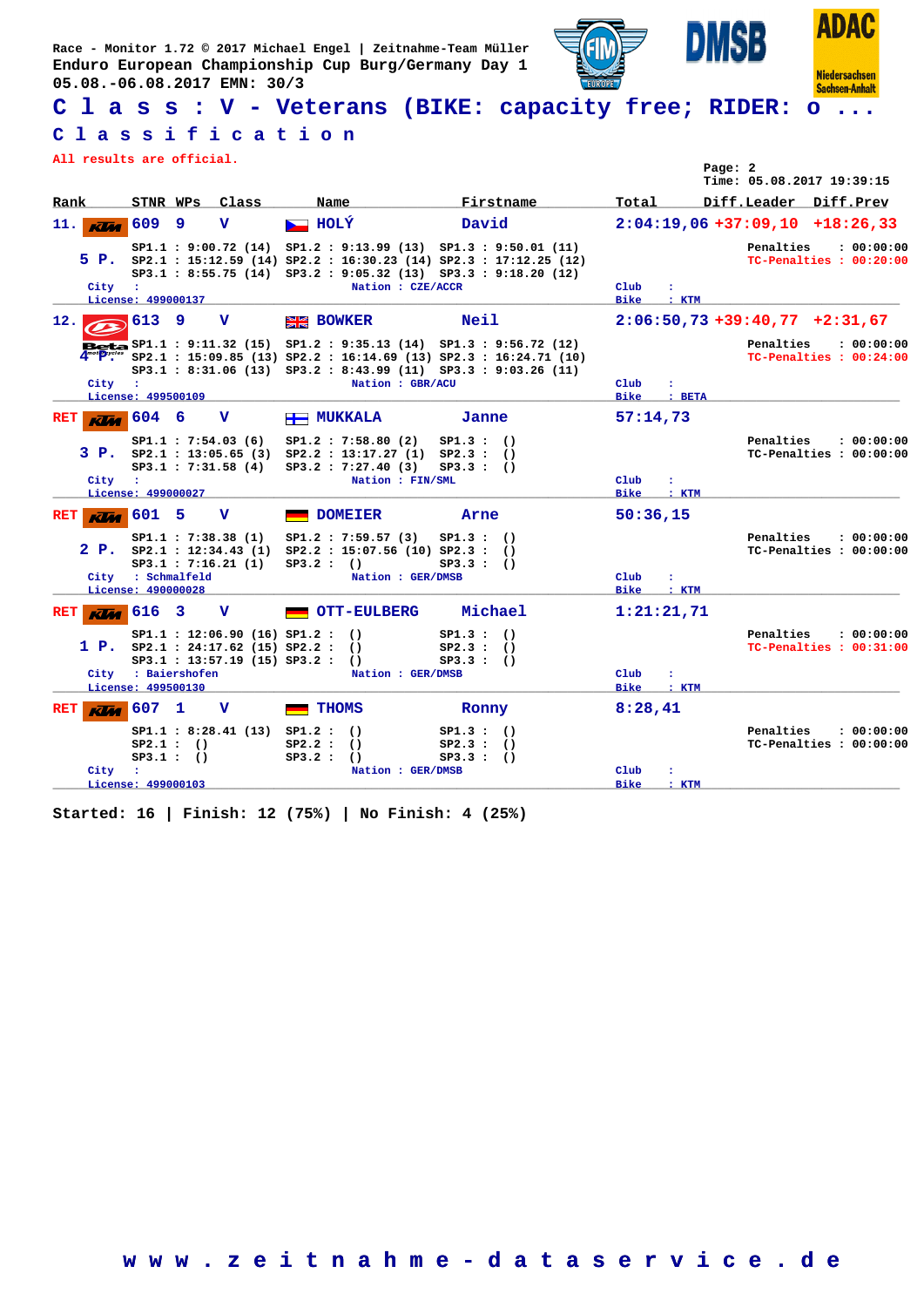Race - Monitor 1.72 © 2017 Michael Engel | Zeitnahme-Team Müller
Enduro European Championship Cup Burg/Germany Day 1
05.08.-06.08.2017 EMN: 30/3

# C l a s s : V - Veterans (BIKE: capacity free; RIDER: o ...

## C l a s s i f i c a t i o n

All results are official.

Page: 2
Time: 05.08.2017 19:39:15

| Rank | STNR | WPs | Class | Name | Firstname | Total | Diff.Leader | Diff.Prev |
|---|---|---|---|---|---|---|---|---|
| 11. | 609 | 9 | V | HOLÝ | David | 2:04:19,06 | +37:09,10 | +18:26,33 |
| 12. | 613 | 9 | V | BOWKER | Neil | 2:06:50,73 | +39:40,77 | +2:31,67 |
| RET | 604 | 6 | V | MUKKALA | Janne | 57:14,73 | | |
| RET | 601 | 5 | V | DOMEIER | Arne | 50:36,15 | | |
| RET | 616 | 3 | V | OTT-EULBERG | Michael | 1:21:21,71 | | |
| RET | 607 | 1 | V | THOMS | Ronny | 8:28,41 | | |

**11. 609 HOLÝ David** — 5 P.
SP1.1 : 9:00.72 (14) SP1.2 : 9:13.99 (13) SP1.3 : 9:50.01 (11)
SP2.1 : 15:12.59 (14) SP2.2 : 16:30.23 (14) SP2.3 : 17:12.25 (12)
SP3.1 : 8:55.75 (14) SP3.2 : 9:05.32 (13) SP3.3 : 9:18.20 (12)
Penalties : 00:00:00
TC-Penalties : 00:20:00
City :
Nation : CZE/ACCR
Club :
License: 499000137
Bike : KTM

**12. 613 BOWKER Neil** — 4 P.
SP1.1 : 9:11.32 (15) SP1.2 : 9:35.13 (14) SP1.3 : 9:56.72 (12)
SP2.1 : 15:09.85 (13) SP2.2 : 16:14.69 (13) SP2.3 : 16:24.71 (10)
SP3.1 : 8:31.06 (13) SP3.2 : 8:43.99 (11) SP3.3 : 9:03.26 (11)
Penalties : 00:00:00
TC-Penalties : 00:24:00
City :
Nation : GBR/ACU
Club :
License: 499500109
Bike : BETA

**RET 604 MUKKALA Janne** — 3 P.
SP1.1 : 7:54.03 (6) SP1.2 : 7:58.80 (2) SP1.3 : ()
SP2.1 : 13:05.65 (3) SP2.2 : 13:17.27 (1) SP2.3 : ()
SP3.1 : 7:31.58 (4) SP3.2 : 7:27.40 (3) SP3.3 : ()
Penalties : 00:00:00
TC-Penalties : 00:00:00
City :
Nation : FIN/SML
Club :
License: 499000027
Bike : KTM

**RET 601 DOMEIER Arne** — 2 P.
SP1.1 : 7:38.38 (1) SP1.2 : 7:59.57 (3) SP1.3 : ()
SP2.1 : 12:34.43 (1) SP2.2 : 15:07.56 (10) SP2.3 : ()
SP3.1 : 7:16.21 (1) SP3.2 : () SP3.3 : ()
Penalties : 00:00:00
TC-Penalties : 00:00:00
City : Schmalfeld
Nation : GER/DMSB
Club :
License: 490000028
Bike : KTM

**RET 616 OTT-EULBERG Michael** — 1 P.
SP1.1 : 12:06.90 (16) SP1.2 : () SP1.3 : ()
SP2.1 : 24:17.62 (15) SP2.2 : () SP2.3 : ()
SP3.1 : 13:57.19 (15) SP3.2 : () SP3.3 : ()
Penalties : 00:00:00
TC-Penalties : 00:31:00
City : Baiershofen
Nation : GER/DMSB
Club :
License: 499500130
Bike : KTM

**RET 607 THOMS Ronny**
SP1.1 : 8:28.41 (13) SP1.2 : () SP1.3 : ()
SP2.1 : () SP2.2 : () SP2.3 : ()
SP3.1 : () SP3.2 : () SP3.3 : ()
Penalties : 00:00:00
TC-Penalties : 00:00:00
City :
Nation : GER/DMSB
Club :
License: 499000103
Bike : KTM

Started: 16 | Finish: 12 (75%) | No Finish: 4 (25%)

w w w . z e i t n a h m e - d a t a s e r v i c e . d e